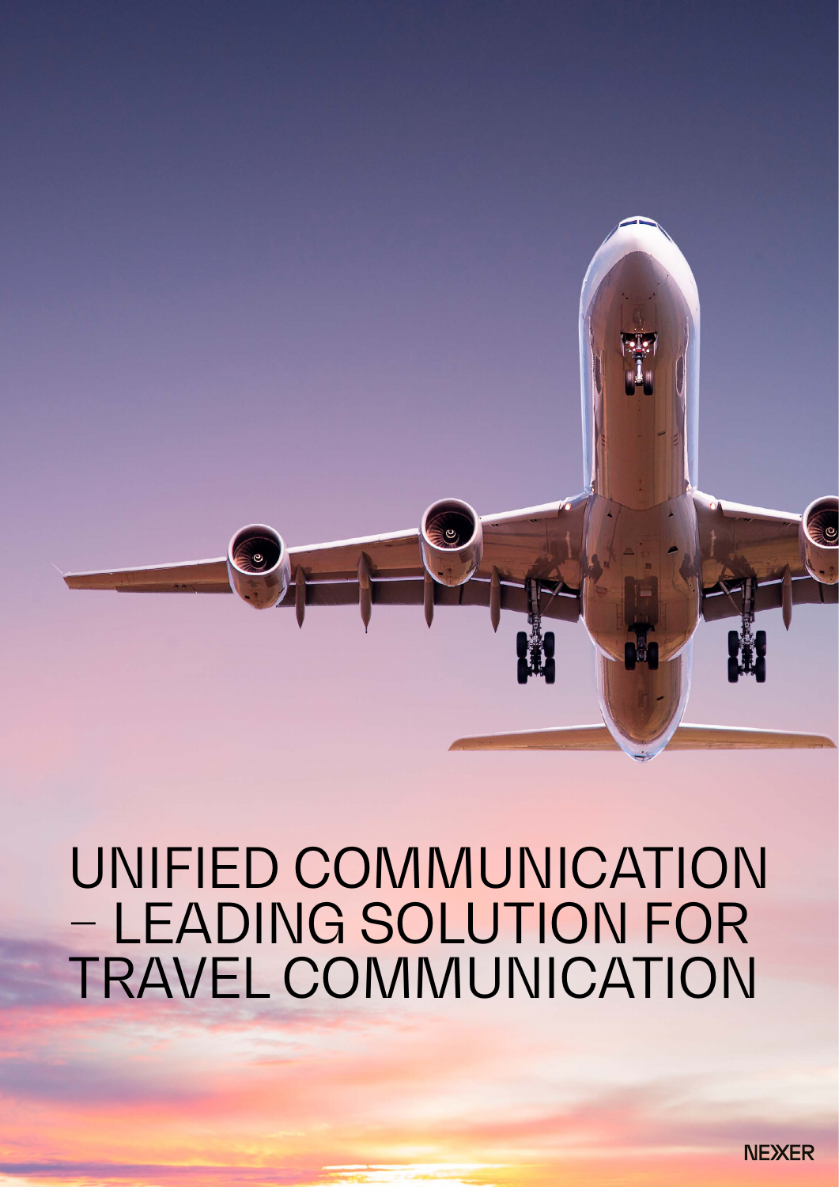# UNIFIED COMMUNICATION – LEADING SOLUTION FOR TRAVEL COMMUNICATION

NEXER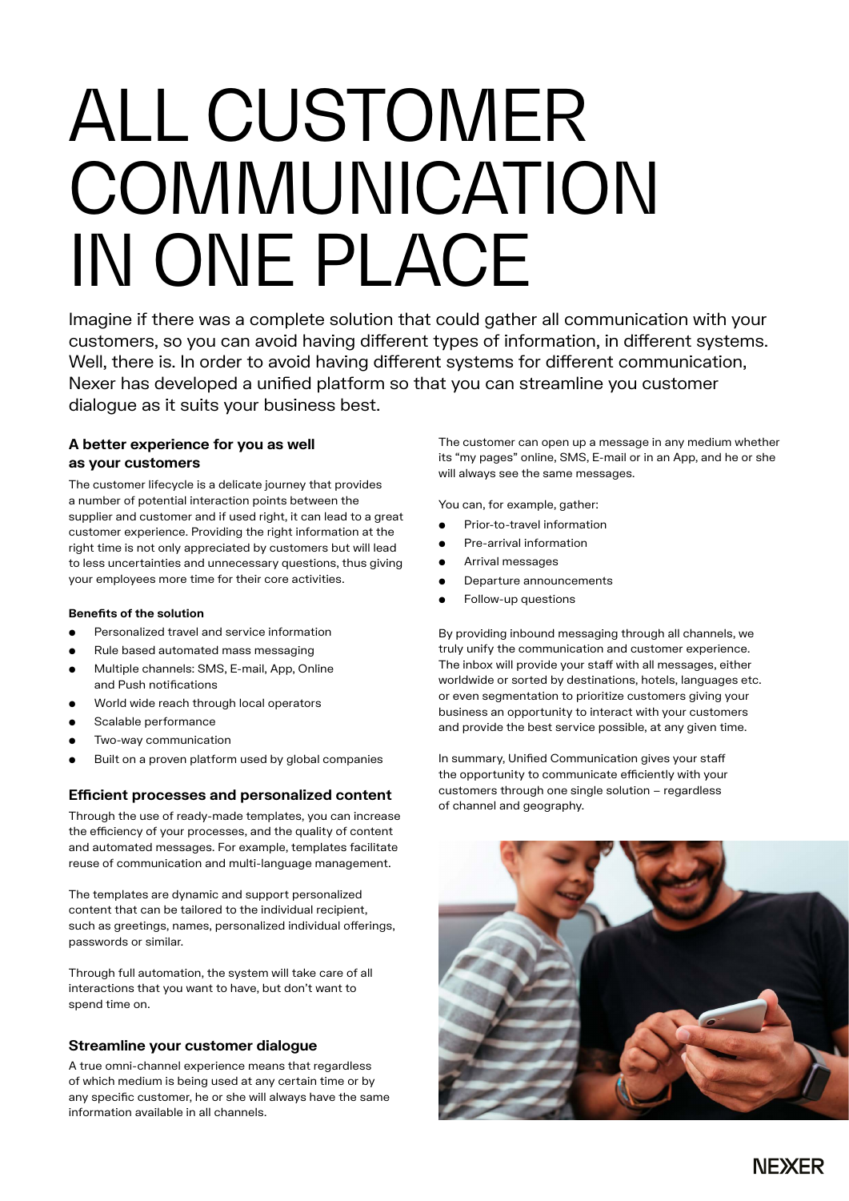# ALL CUSTOMER COMMUNICATION IN ONE PLACE

Imagine if there was a complete solution that could gather all communication with your customers, so you can avoid having different types of information, in different systems. Well, there is. In order to avoid having different systems for different communication, Nexer has developed a unified platform so that you can streamline you customer dialogue as it suits your business best.

### A better experience for you as well as your customers

The customer lifecycle is a delicate journey that provides a number of potential interaction points between the supplier and customer and if used right, it can lead to a great customer experience. Providing the right information at the right time is not only appreciated by customers but will lead to less uncertainties and unnecessary questions, thus giving your employees more time for their core activities.

**Benefits of the solution**

- Personalized travel and service information
- Rule based automated mass messaging
- Multiple channels: SMS, E-mail, App, Online and Push notifications
- World wide reach through local operators
- Scalable performance
- Two-way communication
- Built on a proven platform used by global companies

### Efficient processes and personalized content

Through the use of ready-made templates, you can increase the efficiency of your processes, and the quality of content and automated messages. For example, templates facilitate reuse of communication and multi-language management.

The templates are dynamic and support personalized content that can be tailored to the individual recipient, such as greetings, names, personalized individual offerings, passwords or similar.

Through full automation, the system will take care of all interactions that you want to have, but don't want to spend time on.

### Streamline your customer dialogue

A true omni-channel experience means that regardless of which medium is being used at any certain time or by any specific customer, he or she will always have the same information available in all channels.

The customer can open up a message in any medium whether its "my pages" online, SMS, E-mail or in an App, and he or she will always see the same messages.

You can, for example, gather:

- Prior-to-travel information
- Pre-arrival information
- Arrival messages
- Departure announcements
- Follow-up questions

By providing inbound messaging through all channels, we truly unify the communication and customer experience. The inbox will provide your staff with all messages, either worldwide or sorted by destinations, hotels, languages etc. or even segmentation to prioritize customers giving your business an opportunity to interact with your customers and provide the best service possible, at any given time.

In summary, Unified Communication gives your staff the opportunity to communicate efficiently with your customers through one single solution – regardless of channel and geography.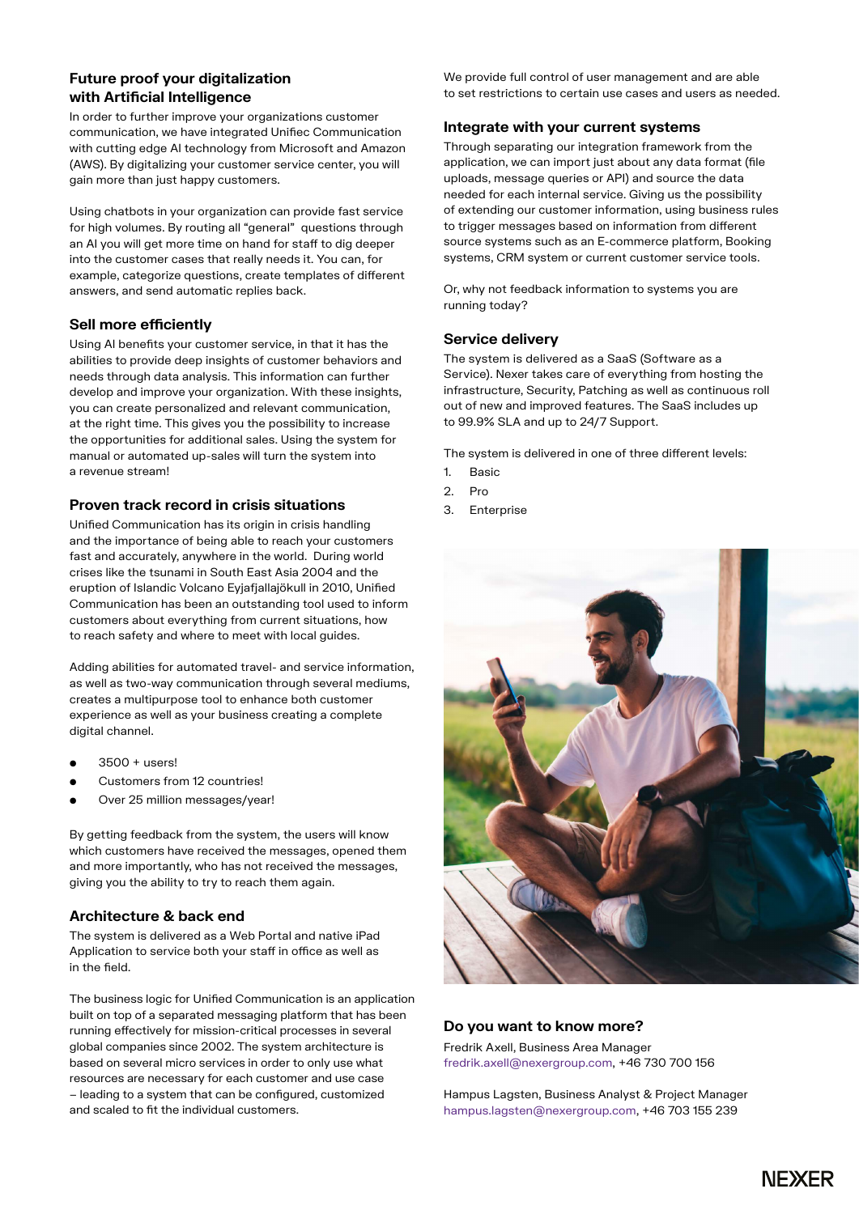## Future proof your digitalization with Artificial Intelligence

In order to further improve your organizations customer communication, we have integrated Unifiec Communication with cutting edge AI technology from Microsoft and Amazon (AWS). By digitalizing your customer service center, you will gain more than just happy customers.

Using chatbots in your organization can provide fast service for high volumes. By routing all "general" questions through an AI you will get more time on hand for staff to dig deeper into the customer cases that really needs it. You can, for example, categorize questions, create templates of different answers, and send automatic replies back.

## Sell more efficiently

Using AI benefits your customer service, in that it has the abilities to provide deep insights of customer behaviors and needs through data analysis. This information can further develop and improve your organization. With these insights, you can create personalized and relevant communication, at the right time. This gives you the possibility to increase the opportunities for additional sales. Using the system for manual or automated up-sales will turn the system into a revenue stream!

## Proven track record in crisis situations

Unified Communication has its origin in crisis handling and the importance of being able to reach your customers fast and accurately, anywhere in the world. During world crises like the tsunami in South East Asia 2004 and the eruption of Islandic Volcano Eyjafjallajökull in 2010, Unified Communication has been an outstanding tool used to inform customers about everything from current situations, how to reach safety and where to meet with local guides.

Adding abilities for automated travel- and service information, as well as two-way communication through several mediums, creates a multipurpose tool to enhance both customer experience as well as your business creating a complete digital channel.

- 3500 + users!
- Customers from 12 countries!
- Over 25 million messages/year!

By getting feedback from the system, the users will know which customers have received the messages, opened them and more importantly, who has not received the messages, giving you the ability to try to reach them again.

## Architecture & back end

The system is delivered as a Web Portal and native iPad Application to service both your staff in office as well as in the field.

The business logic for Unified Communication is an application built on top of a separated messaging platform that has been running effectively for mission-critical processes in several global companies since 2002. The system architecture is based on several micro services in order to only use what resources are necessary for each customer and use case – leading to a system that can be configured, customized and scaled to fit the individual customers.

We provide full control of user management and are able to set restrictions to certain use cases and users as needed.

## Integrate with your current systems

Through separating our integration framework from the application, we can import just about any data format (file uploads, message queries or API) and source the data needed for each internal service. Giving us the possibility of extending our customer information, using business rules to trigger messages based on information from different source systems such as an E-commerce platform, Booking systems, CRM system or current customer service tools.

Or, why not feedback information to systems you are running today?

## Service delivery

The system is delivered as a SaaS (Software as a Service). Nexer takes care of everything from hosting the infrastructure, Security, Patching as well as continuous roll out of new and improved features. The SaaS includes up to 99.9% SLA and up to 24/7 Support.

The system is delivered in one of three different levels:

1. Basic
2. Pro
3. Enterprise

## Do you want to know more?

Fredrik Axell, Business Area Manager
fredrik.axell@nexergroup.com, +46 730 700 156

Hampus Lagsten, Business Analyst & Project Manager
hampus.lagsten@nexergroup.com, +46 703 155 239

NEXER